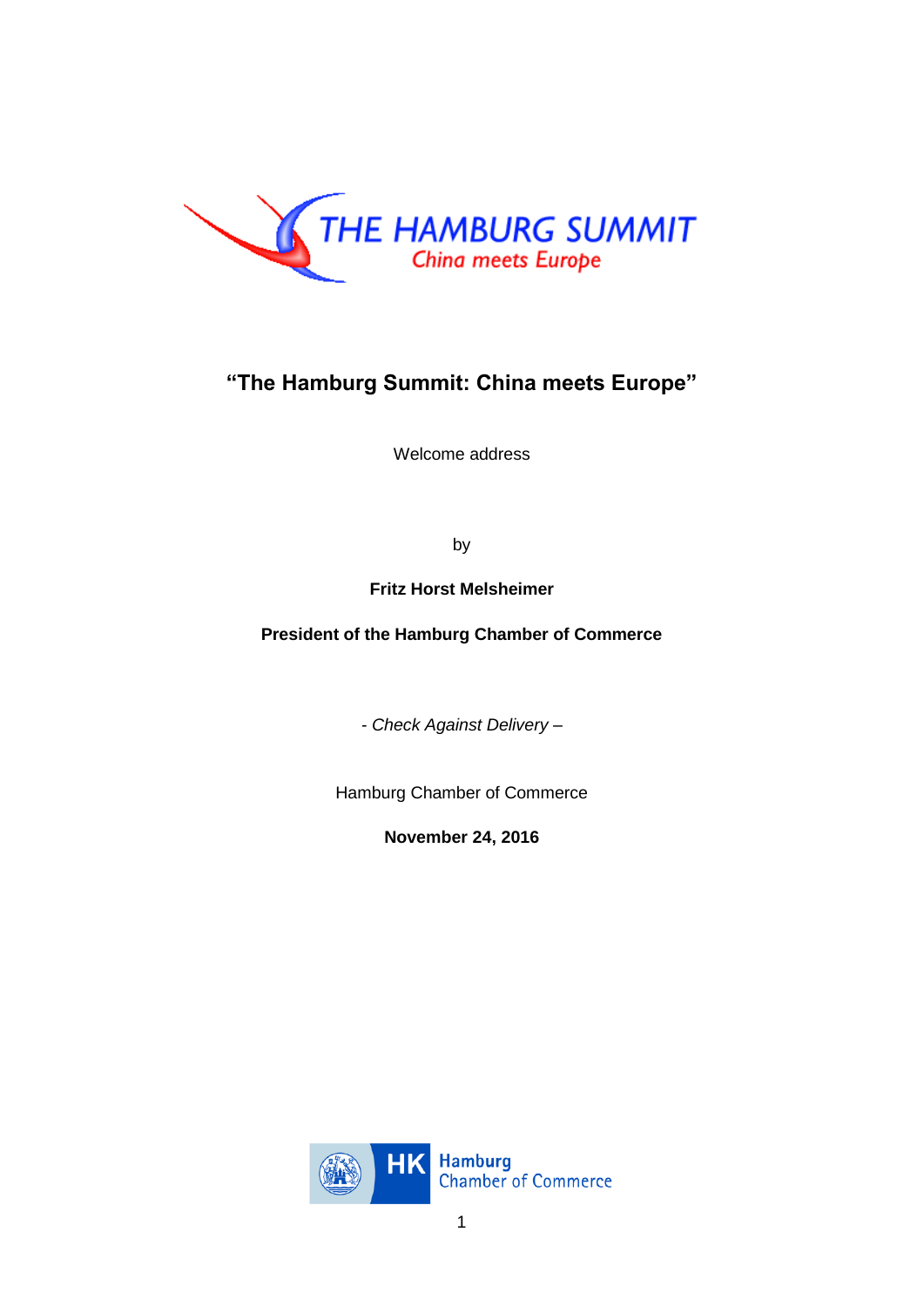# "The Hamburg Summit: China meets Europe"

Welcome address

by

**Fritz Horst Melsheimer**

**President of the Hamburg Chamber of Commerce**

*- Check Against Delivery –*

Hamburg Chamber of Commerce

**November 24, 2016**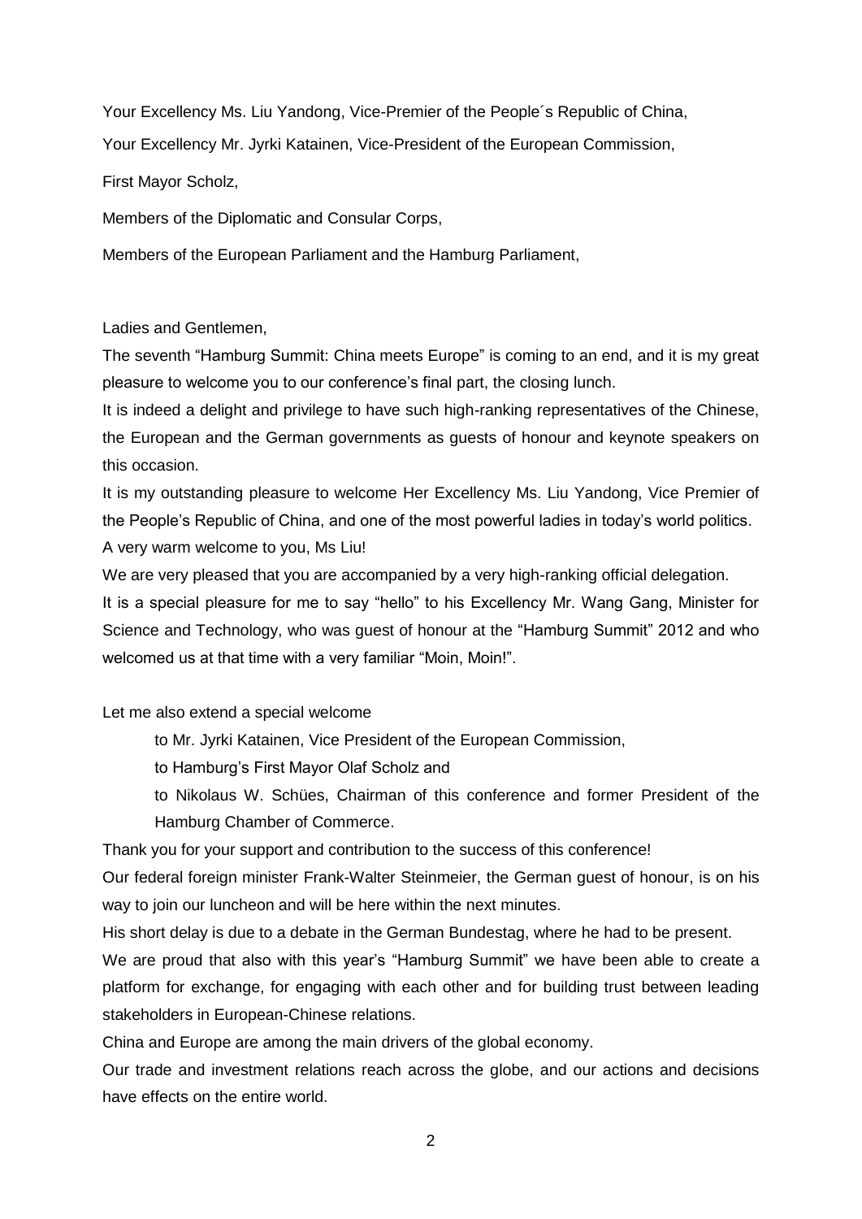Your Excellency Ms. Liu Yandong, Vice-Premier of the People´s Republic of China,

Your Excellency Mr. Jyrki Katainen, Vice-President of the European Commission,

First Mayor Scholz,

Members of the Diplomatic and Consular Corps,

Members of the European Parliament and the Hamburg Parliament,

Ladies and Gentlemen,

The seventh "Hamburg Summit: China meets Europe" is coming to an end, and it is my great pleasure to welcome you to our conference's final part, the closing lunch.

It is indeed a delight and privilege to have such high-ranking representatives of the Chinese, the European and the German governments as guests of honour and keynote speakers on this occasion.

It is my outstanding pleasure to welcome Her Excellency Ms. Liu Yandong, Vice Premier of the People's Republic of China, and one of the most powerful ladies in today's world politics.

A very warm welcome to you, Ms Liu!

We are very pleased that you are accompanied by a very high-ranking official delegation.

It is a special pleasure for me to say "hello" to his Excellency Mr. Wang Gang, Minister for Science and Technology, who was guest of honour at the "Hamburg Summit" 2012 and who welcomed us at that time with a very familiar "Moin, Moin!".

Let me also extend a special welcome

> to Mr. Jyrki Katainen, Vice President of the European Commission,
>
> to Hamburg's First Mayor Olaf Scholz and
>
> to Nikolaus W. Schües, Chairman of this conference and former President of the Hamburg Chamber of Commerce.

Thank you for your support and contribution to the success of this conference!

Our federal foreign minister Frank-Walter Steinmeier, the German guest of honour, is on his way to join our luncheon and will be here within the next minutes.

His short delay is due to a debate in the German Bundestag, where he had to be present.

We are proud that also with this year's "Hamburg Summit" we have been able to create a platform for exchange, for engaging with each other and for building trust between leading stakeholders in European-Chinese relations.

China and Europe are among the main drivers of the global economy.

Our trade and investment relations reach across the globe, and our actions and decisions have effects on the entire world.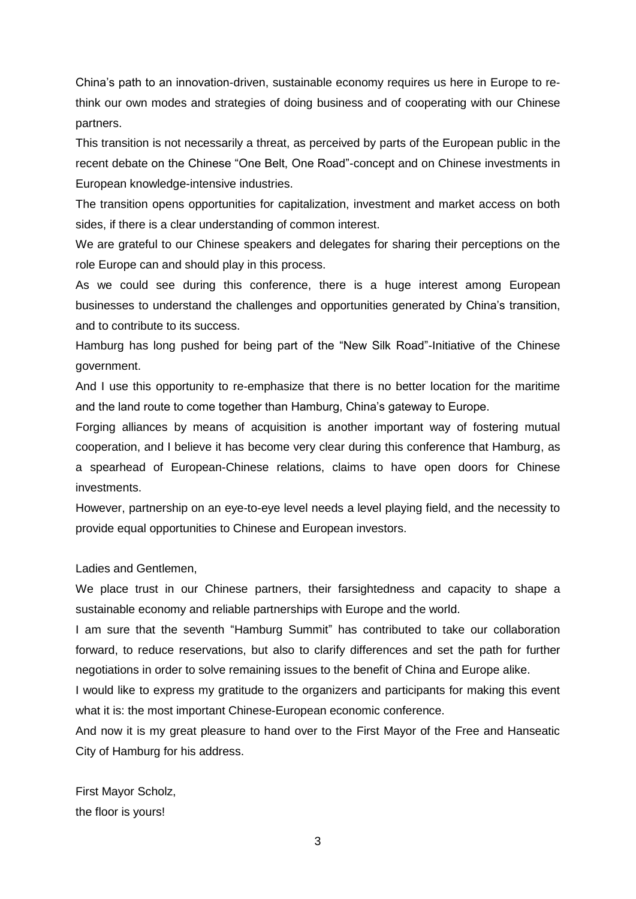China's path to an innovation-driven, sustainable economy requires us here in Europe to re-think our own modes and strategies of doing business and of cooperating with our Chinese partners.

This transition is not necessarily a threat, as perceived by parts of the European public in the recent debate on the Chinese "One Belt, One Road"-concept and on Chinese investments in European knowledge-intensive industries.

The transition opens opportunities for capitalization, investment and market access on both sides, if there is a clear understanding of common interest.

We are grateful to our Chinese speakers and delegates for sharing their perceptions on the role Europe can and should play in this process.

As we could see during this conference, there is a huge interest among European businesses to understand the challenges and opportunities generated by China's transition, and to contribute to its success.

Hamburg has long pushed for being part of the "New Silk Road"-Initiative of the Chinese government.

And I use this opportunity to re-emphasize that there is no better location for the maritime and the land route to come together than Hamburg, China's gateway to Europe.

Forging alliances by means of acquisition is another important way of fostering mutual cooperation, and I believe it has become very clear during this conference that Hamburg, as a spearhead of European-Chinese relations, claims to have open doors for Chinese investments.

However, partnership on an eye-to-eye level needs a level playing field, and the necessity to provide equal opportunities to Chinese and European investors.

Ladies and Gentlemen,

We place trust in our Chinese partners, their farsightedness and capacity to shape a sustainable economy and reliable partnerships with Europe and the world.

I am sure that the seventh "Hamburg Summit" has contributed to take our collaboration forward, to reduce reservations, but also to clarify differences and set the path for further negotiations in order to solve remaining issues to the benefit of China and Europe alike.

I would like to express my gratitude to the organizers and participants for making this event what it is: the most important Chinese-European economic conference.

And now it is my great pleasure to hand over to the First Mayor of the Free and Hanseatic City of Hamburg for his address.

First Mayor Scholz,
the floor is yours!